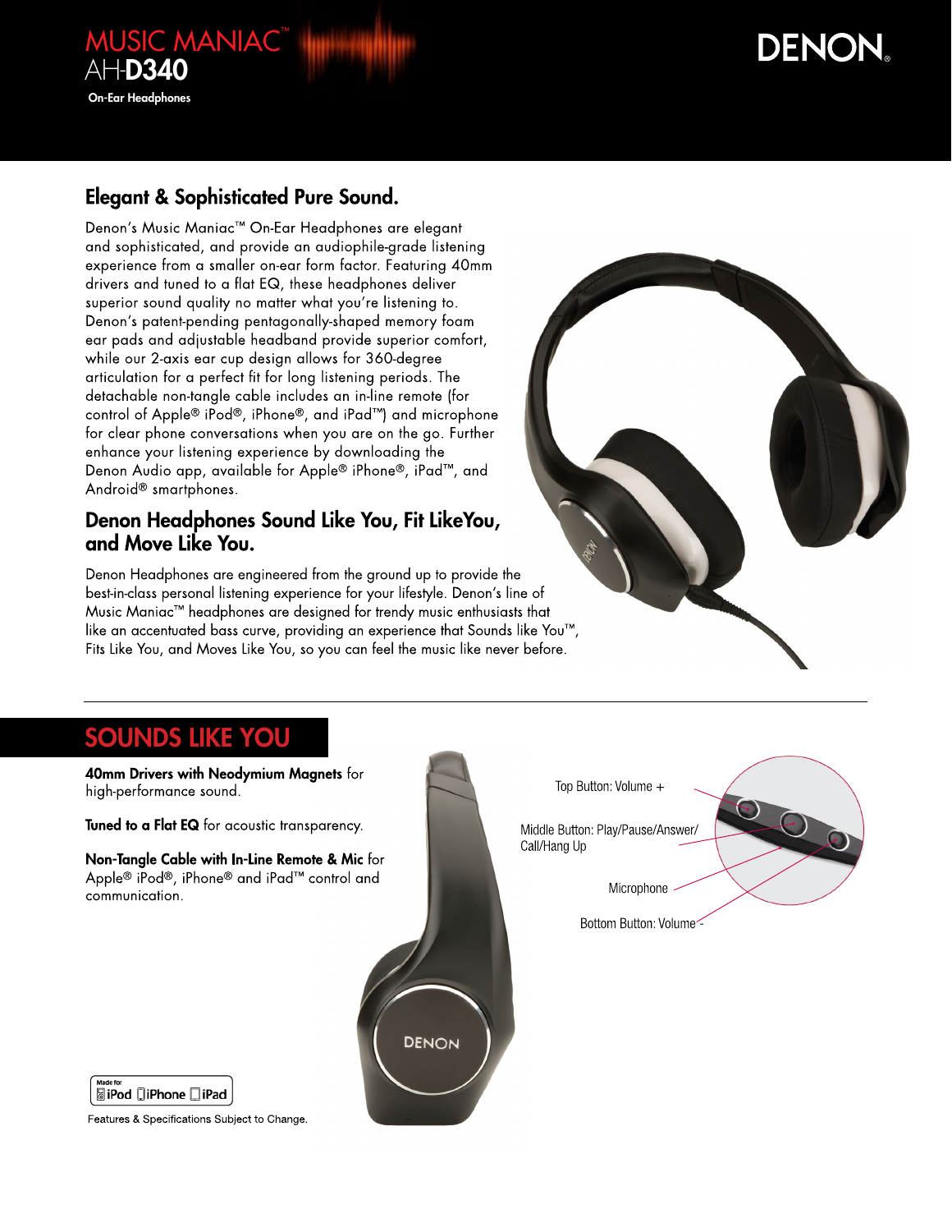# MUSIC MANIAC™ AH-D340

On-Ear Headphones

DENON

## Elegant & Sophisticated Pure Sound.

Denon's Music Maniac™ On-Ear Headphones are elegant and sophisticated, and provide an audiophile-grade listening experience from a smaller on-ear form factor. Featuring 40mm drivers and tuned to a flat EQ, these headphones deliver superior sound quality no matter what you're listening to. Denon's patent-pending pentagonally-shaped memory foam ear pads and adjustable headband provide superior comfort, while our 2-axis ear cup design allows for 360-degree articulation for a perfect fit for long listening periods. The detachable non-tangle cable includes an in-line remote (for control of Apple® iPod®, iPhone®, and iPad™) and microphone for clear phone conversations when you are on the go. Further enhance your listening experience by downloading the Denon Audio app, available for Apple® iPhone®, iPad™, and Android® smartphones.

## Denon Headphones Sound Like You, Fit LikeYou, and Move Like You.

Denon Headphones are engineered from the ground up to provide the best-in-class personal listening experience for your lifestyle. Denon's line of Music Maniac™ headphones are designed for trendy music enthusiasts that like an accentuated bass curve, providing an experience that Sounds like You™, Fits Like You, and Moves Like You, so you can feel the music like never before.

## SOUNDS LIKE YOU

**40mm Drivers with Neodymium Magnets** for high-performance sound.

**Tuned to a Flat EQ** for acoustic transparency.

**Non-Tangle Cable with In-Line Remote & Mic** for Apple® iPod®, iPhone® and iPad™ control and communication.

Top Button: Volume +

Middle Button: Play/Pause/Answer/Call/Hang Up

Microphone

Bottom Button: Volume -

Made for iPod iPhone iPad

Features & Specifications Subject to Change.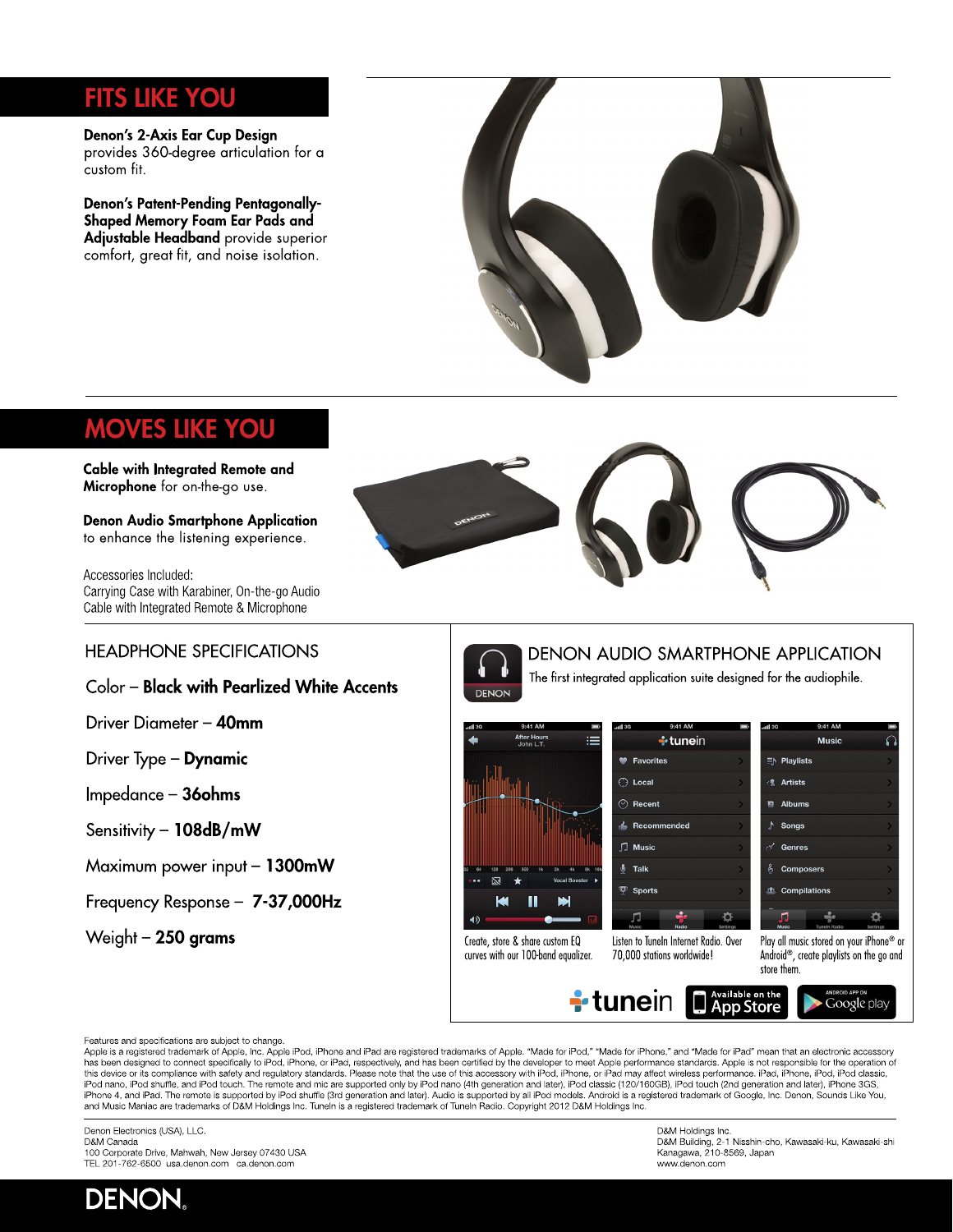## FITS LIKE YOU

**Denon's 2-Axis Ear Cup Design** provides 360-degree articulation for a custom fit.

**Denon's Patent-Pending Pentagonally-Shaped Memory Foam Ear Pads and Adjustable Headband** provide superior comfort, great fit, and noise isolation.

## MOVES LIKE YOU

**Cable with Integrated Remote and Microphone** for on-the-go use.

**Denon Audio Smartphone Application** to enhance the listening experience.

Accessories Included:
Carrying Case with Karabiner, On-the-go Audio Cable with Integrated Remote & Microphone

## HEADPHONE SPECIFICATIONS

Color – **Black with Pearlized White Accents**

Driver Diameter – **40mm**

Driver Type – **Dynamic**

Impedance – **36ohms**

Sensitivity – **108dB/mW**

Maximum power input – **1300mW**

Frequency Response – **7-37,000Hz**

Weight – **250 grams**

## DENON AUDIO SMARTPHONE APPLICATION

The first integrated application suite designed for the audiophile.

Create, store & share custom EQ curves with our 100-band equalizer.

Listen to TuneIn Internet Radio. Over 70,000 stations worldwide!

Play all music stored on your iPhone® or Android®, create playlists on the go and store them.

tunein | Available on the App Store | ANDROID APP ON Google play

Features and specifications are subject to change.
Apple is a registered trademark of Apple, Inc. Apple iPod, iPhone and iPad are registered trademarks of Apple. "Made for iPod," "Made for iPhone," and "Made for iPad" mean that an electronic accessory has been designed to connect specifically to iPod, iPhone, or iPad, respectively, and has been certified by the developer to meet Apple performance standards. Apple is not responsible for the operation of this device or its compliance with safety and regulatory standards. Please note that the use of this accessory with iPod, iPhone, or iPad may affect wireless performance. iPad, iPhone, iPod, iPod classic, iPod nano, iPod shuffle, and iPod touch. The remote and mic are supported only by iPod nano (4th generation and later), iPod classic (120/160GB), iPod touch (2nd generation and later), iPhone 3GS, iPhone 4, and iPad. The remote is supported by iPod shuffle (3rd generation and later). Audio is supported by all iPod models. Android is a registered trademark of Google, Inc. Denon, Sounds Like You, and Music Maniac are trademarks of D&M Holdings Inc. TuneIn is a registered trademark of TuneIn Radio. Copyright 2012 D&M Holdings Inc.

Denon Electronics (USA), LLC.
D&M Canada
100 Corporate Drive, Mahwah, New Jersey 07430 USA
TEL 201-762-6500 usa.denon.com ca.denon.com

D&M Holdings Inc.
D&M Building, 2-1 Nisshin-cho, Kawasaki-ku, Kawasaki-shi
Kanagawa, 210-8569, Japan
www.denon.com

DENON